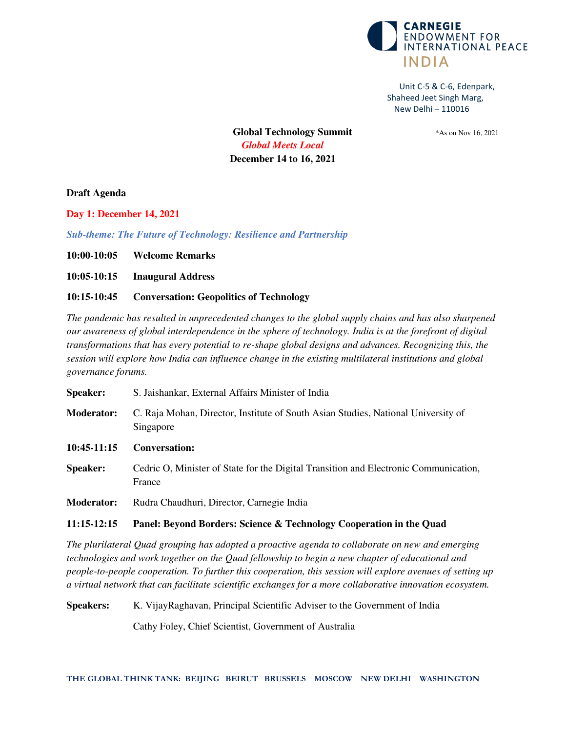CARNEGIE ENDOWMENT FOR INTERNATIONAL PEACE INDIA

Unit C-5 & C-6, Edenpark,
Shaheed Jeet Singh Marg,
New Delhi – 110016

# Global Technology Summit

*Global Meets Local*

**December 14 to 16, 2021**

*As on Nov 16, 2021

**Draft Agenda**

## Day 1: December 14, 2021

*Sub-theme: The Future of Technology: Resilience and Partnership*

**10:00-10:05 Welcome Remarks**

**10:05-10:15 Inaugural Address**

**10:15-10:45 Conversation: Geopolitics of Technology**

*The pandemic has resulted in unprecedented changes to the global supply chains and has also sharpened our awareness of global interdependence in the sphere of technology. India is at the forefront of digital transformations that has every potential to re-shape global designs and advances. Recognizing this, the session will explore how India can influence change in the existing multilateral institutions and global governance forums.*

**Speaker:** S. Jaishankar, External Affairs Minister of India

**Moderator:** C. Raja Mohan, Director, Institute of South Asian Studies, National University of Singapore

**10:45-11:15 Conversation:**

**Speaker:** Cedric O, Minister of State for the Digital Transition and Electronic Communication, France

**Moderator:** Rudra Chaudhuri, Director, Carnegie India

**11:15-12:15 Panel: Beyond Borders: Science & Technology Cooperation in the Quad**

*The plurilateral Quad grouping has adopted a proactive agenda to collaborate on new and emerging technologies and work together on the Quad fellowship to begin a new chapter of educational and people-to-people cooperation. To further this cooperation, this session will explore avenues of setting up a virtual network that can facilitate scientific exchanges for a more collaborative innovation ecosystem.*

**Speakers:** K. VijayRaghavan, Principal Scientific Adviser to the Government of India

Cathy Foley, Chief Scientist, Government of Australia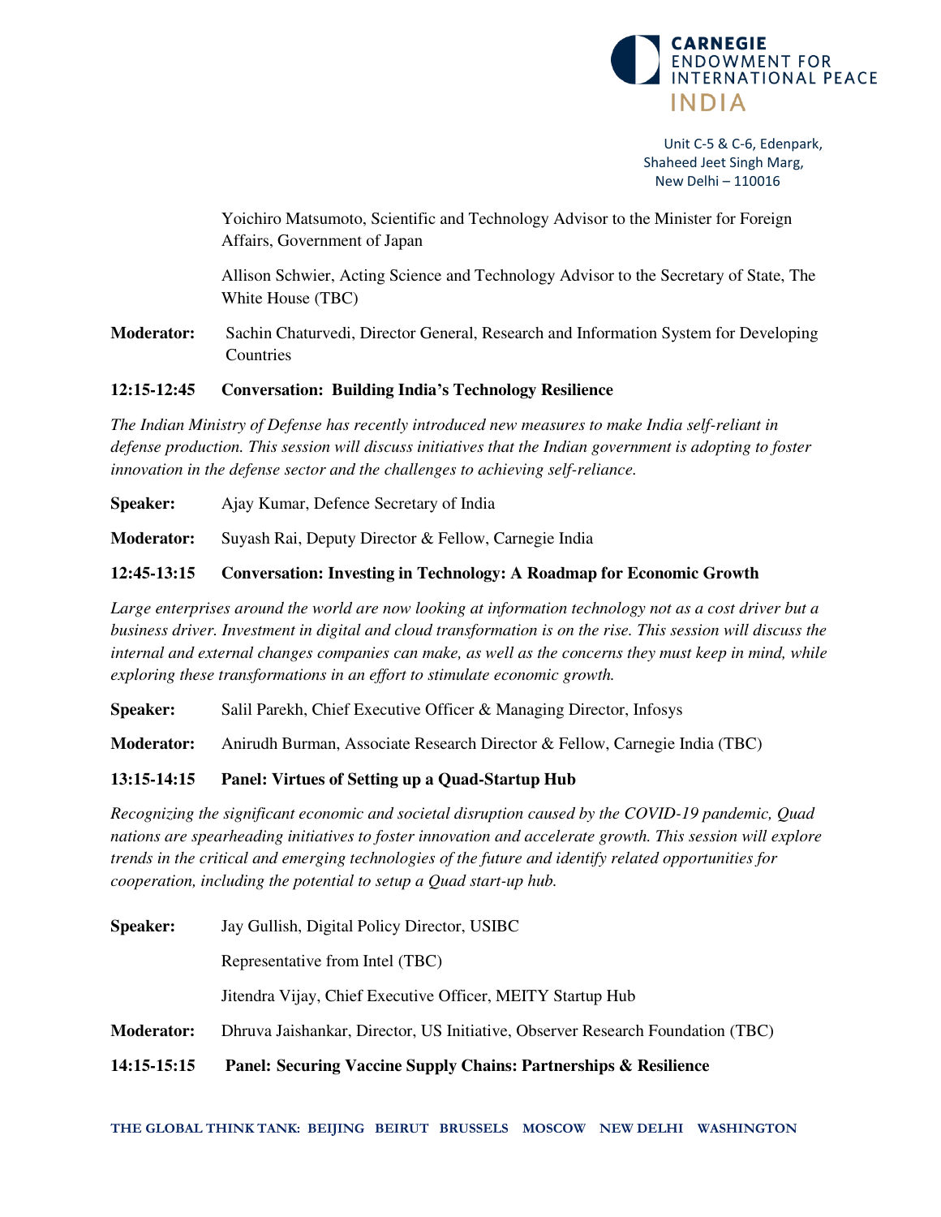Yoichiro Matsumoto, Scientific and Technology Advisor to the Minister for Foreign Affairs, Government of Japan

Allison Schwier, Acting Science and Technology Advisor to the Secretary of State, The White House (TBC)

**Moderator:** Sachin Chaturvedi, Director General, Research and Information System for Developing Countries

**12:15-12:45 Conversation: Building India's Technology Resilience**

*The Indian Ministry of Defense has recently introduced new measures to make India self-reliant in defense production. This session will discuss initiatives that the Indian government is adopting to foster innovation in the defense sector and the challenges to achieving self-reliance.*

**Speaker:** Ajay Kumar, Defence Secretary of India

**Moderator:** Suyash Rai, Deputy Director & Fellow, Carnegie India

**12:45-13:15 Conversation: Investing in Technology: A Roadmap for Economic Growth**

*Large enterprises around the world are now looking at information technology not as a cost driver but a business driver. Investment in digital and cloud transformation is on the rise. This session will discuss the internal and external changes companies can make, as well as the concerns they must keep in mind, while exploring these transformations in an effort to stimulate economic growth.*

**Speaker:** Salil Parekh, Chief Executive Officer & Managing Director, Infosys

**Moderator:** Anirudh Burman, Associate Research Director & Fellow, Carnegie India (TBC)

**13:15-14:15 Panel: Virtues of Setting up a Quad-Startup Hub**

*Recognizing the significant economic and societal disruption caused by the COVID-19 pandemic, Quad nations are spearheading initiatives to foster innovation and accelerate growth. This session will explore trends in the critical and emerging technologies of the future and identify related opportunities for cooperation, including the potential to setup a Quad start-up hub.*

**Speaker:** Jay Gullish, Digital Policy Director, USIBC

Representative from Intel (TBC)

Jitendra Vijay, Chief Executive Officer, MEITY Startup Hub

**Moderator:** Dhruva Jaishankar, Director, US Initiative, Observer Research Foundation (TBC)

**14:15-15:15 Panel: Securing Vaccine Supply Chains: Partnerships & Resilience**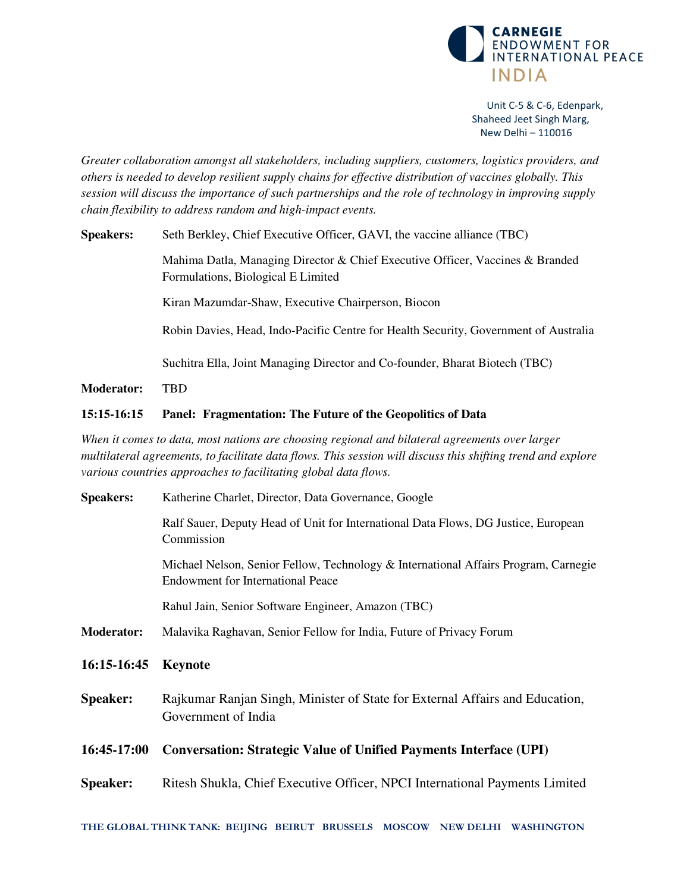*Greater collaboration amongst all stakeholders, including suppliers, customers, logistics providers, and others is needed to develop resilient supply chains for effective distribution of vaccines globally. This session will discuss the importance of such partnerships and the role of technology in improving supply chain flexibility to address random and high-impact events.*

**Speakers:** Seth Berkley, Chief Executive Officer, GAVI, the vaccine alliance (TBC)

Mahima Datla, Managing Director & Chief Executive Officer, Vaccines & Branded Formulations, Biological E Limited

Kiran Mazumdar-Shaw, Executive Chairperson, Biocon

Robin Davies, Head, Indo-Pacific Centre for Health Security, Government of Australia

Suchitra Ella, Joint Managing Director and Co-founder, Bharat Biotech (TBC)

**Moderator:** TBD

**15:15-16:15 Panel: Fragmentation: The Future of the Geopolitics of Data**

*When it comes to data, most nations are choosing regional and bilateral agreements over larger multilateral agreements, to facilitate data flows. This session will discuss this shifting trend and explore various countries approaches to facilitating global data flows.*

**Speakers:** Katherine Charlet, Director, Data Governance, Google

Ralf Sauer, Deputy Head of Unit for International Data Flows, DG Justice, European Commission

Michael Nelson, Senior Fellow, Technology & International Affairs Program, Carnegie Endowment for International Peace

Rahul Jain, Senior Software Engineer, Amazon (TBC)

**Moderator:** Malavika Raghavan, Senior Fellow for India, Future of Privacy Forum

**16:15-16:45 Keynote**

**Speaker:** Rajkumar Ranjan Singh, Minister of State for External Affairs and Education, Government of India

**16:45-17:00 Conversation: Strategic Value of Unified Payments Interface (UPI)**

**Speaker:** Ritesh Shukla, Chief Executive Officer, NPCI International Payments Limited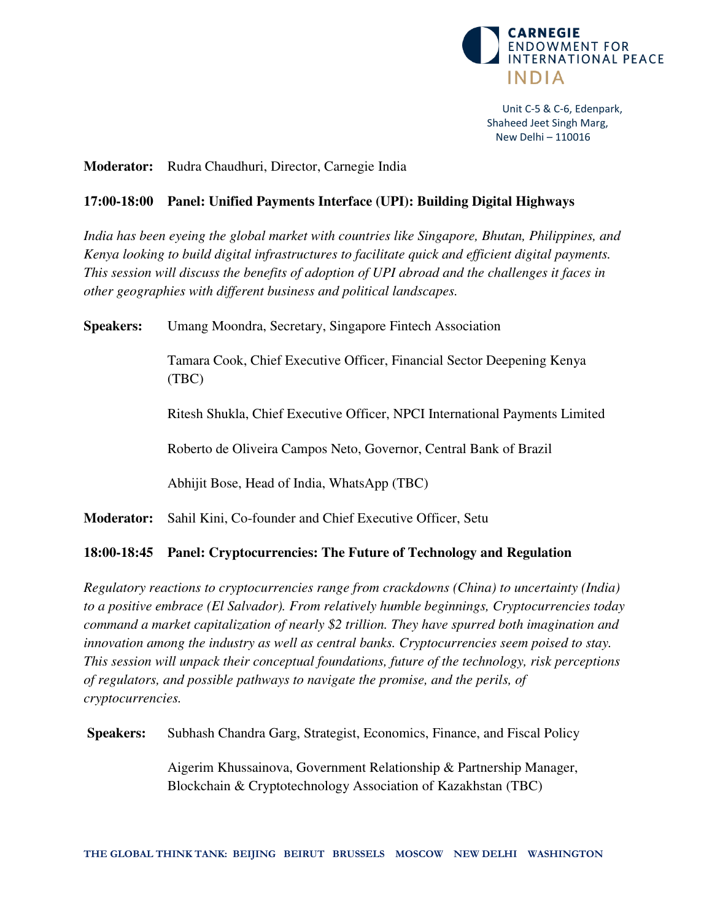Unit C-5 & C-6, Edenpark,
Shaheed Jeet Singh Marg,
New Delhi – 110016

**Moderator:** Rudra Chaudhuri, Director, Carnegie India

**17:00-18:00 Panel: Unified Payments Interface (UPI): Building Digital Highways**

*India has been eyeing the global market with countries like Singapore, Bhutan, Philippines, and Kenya looking to build digital infrastructures to facilitate quick and efficient digital payments. This session will discuss the benefits of adoption of UPI abroad and the challenges it faces in other geographies with different business and political landscapes.*

**Speakers:** Umang Moondra, Secretary, Singapore Fintech Association

Tamara Cook, Chief Executive Officer, Financial Sector Deepening Kenya (TBC)

Ritesh Shukla, Chief Executive Officer, NPCI International Payments Limited

Roberto de Oliveira Campos Neto, Governor, Central Bank of Brazil

Abhijit Bose, Head of India, WhatsApp (TBC)

**Moderator:** Sahil Kini, Co-founder and Chief Executive Officer, Setu

**18:00-18:45 Panel: Cryptocurrencies: The Future of Technology and Regulation**

*Regulatory reactions to cryptocurrencies range from crackdowns (China) to uncertainty (India) to a positive embrace (El Salvador). From relatively humble beginnings, Cryptocurrencies today command a market capitalization of nearly $2 trillion. They have spurred both imagination and innovation among the industry as well as central banks. Cryptocurrencies seem poised to stay. This session will unpack their conceptual foundations, future of the technology, risk perceptions of regulators, and possible pathways to navigate the promise, and the perils, of cryptocurrencies.*

**Speakers:** Subhash Chandra Garg, Strategist, Economics, Finance, and Fiscal Policy

Aigerim Khussainova, Government Relationship & Partnership Manager, Blockchain & Cryptotechnology Association of Kazakhstan (TBC)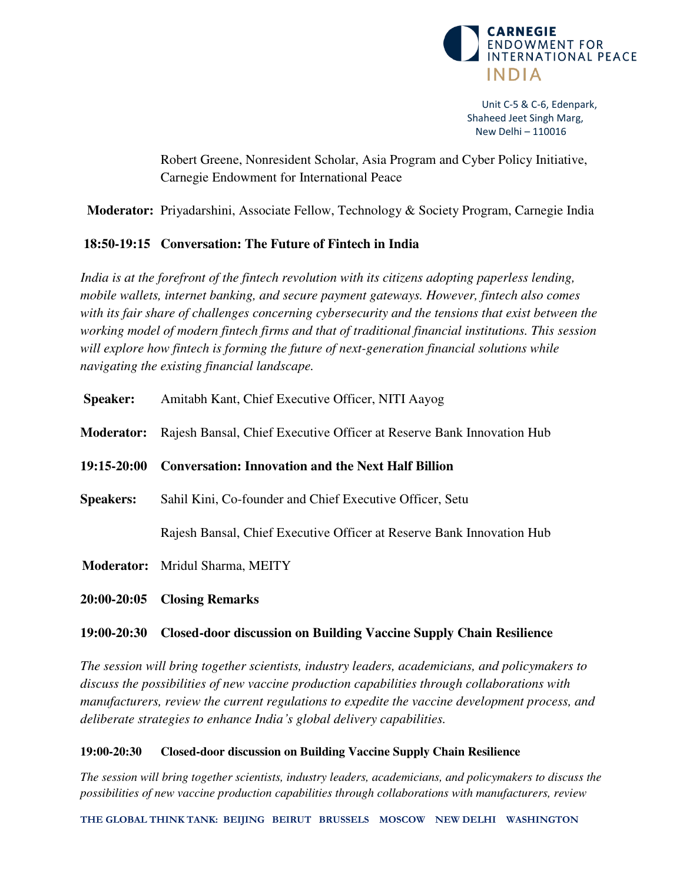Robert Greene, Nonresident Scholar, Asia Program and Cyber Policy Initiative, Carnegie Endowment for International Peace

**Moderator:** Priyadarshini, Associate Fellow, Technology & Society Program, Carnegie India

**18:50-19:15 Conversation: The Future of Fintech in India**

*India is at the forefront of the fintech revolution with its citizens adopting paperless lending, mobile wallets, internet banking, and secure payment gateways. However, fintech also comes with its fair share of challenges concerning cybersecurity and the tensions that exist between the working model of modern fintech firms and that of traditional financial institutions. This session will explore how fintech is forming the future of next-generation financial solutions while navigating the existing financial landscape.*

**Speaker:** Amitabh Kant, Chief Executive Officer, NITI Aayog

**Moderator:** Rajesh Bansal, Chief Executive Officer at Reserve Bank Innovation Hub

**19:15-20:00 Conversation: Innovation and the Next Half Billion**

**Speakers:** Sahil Kini, Co-founder and Chief Executive Officer, Setu

Rajesh Bansal, Chief Executive Officer at Reserve Bank Innovation Hub

**Moderator:** Mridul Sharma, MEITY

**20:00-20:05 Closing Remarks**

**19:00-20:30 Closed-door discussion on Building Vaccine Supply Chain Resilience**

*The session will bring together scientists, industry leaders, academicians, and policymakers to discuss the possibilities of new vaccine production capabilities through collaborations with manufacturers, review the current regulations to expedite the vaccine development process, and deliberate strategies to enhance India's global delivery capabilities.*

**19:00-20:30 Closed-door discussion on Building Vaccine Supply Chain Resilience**

*The session will bring together scientists, industry leaders, academicians, and policymakers to discuss the possibilities of new vaccine production capabilities through collaborations with manufacturers, review*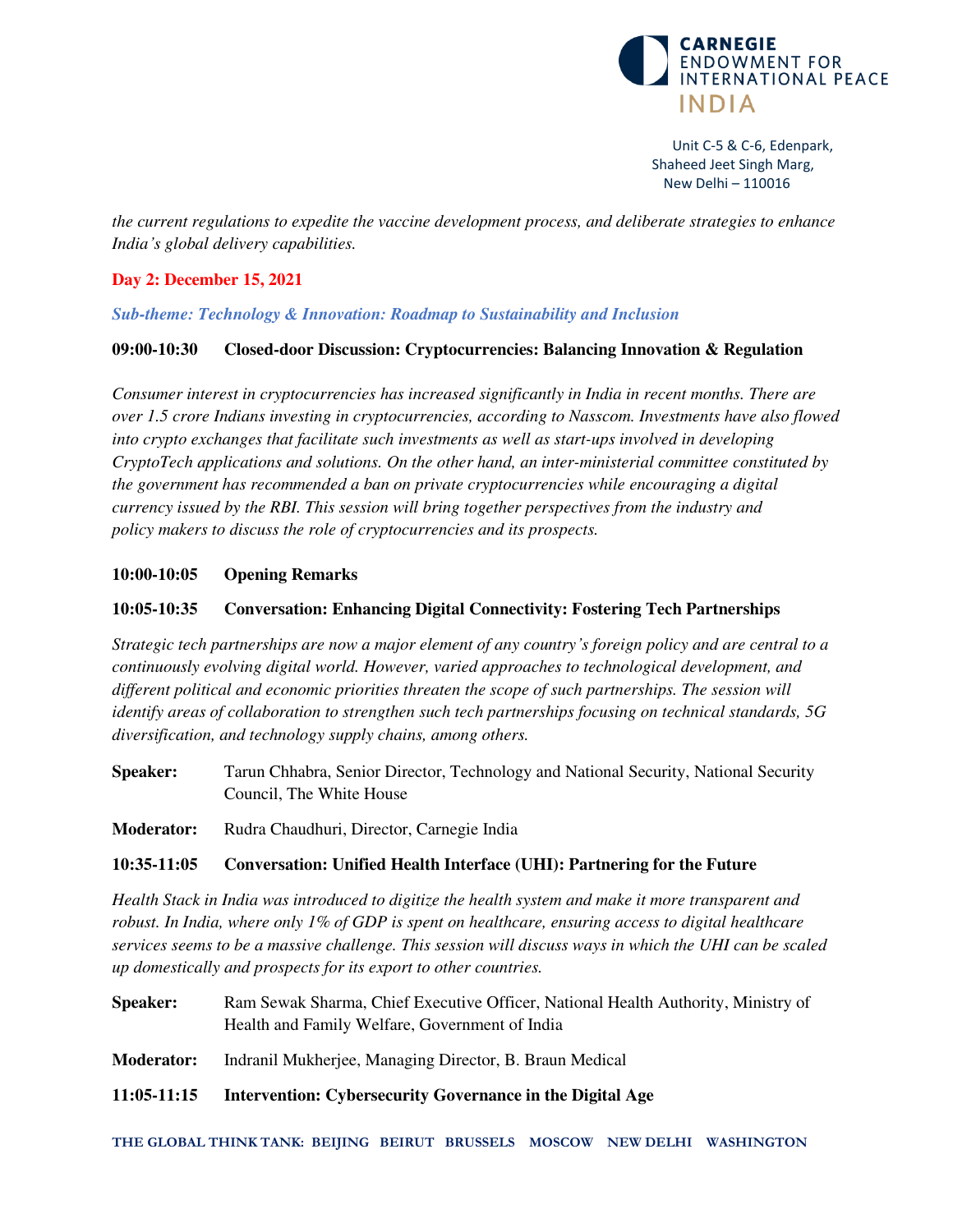*the current regulations to expedite the vaccine development process, and deliberate strategies to enhance India's global delivery capabilities.*

## Day 2: December 15, 2021

### *Sub-theme: Technology & Innovation: Roadmap to Sustainability and Inclusion*

**09:00-10:30 Closed-door Discussion: Cryptocurrencies: Balancing Innovation & Regulation**

*Consumer interest in cryptocurrencies has increased significantly in India in recent months. There are over 1.5 crore Indians investing in cryptocurrencies, according to Nasscom. Investments have also flowed into crypto exchanges that facilitate such investments as well as start-ups involved in developing CryptoTech applications and solutions. On the other hand, an inter-ministerial committee constituted by the government has recommended a ban on private cryptocurrencies while encouraging a digital currency issued by the RBI. This session will bring together perspectives from the industry and policy makers to discuss the role of cryptocurrencies and its prospects.*

**10:00-10:05 Opening Remarks**

**10:05-10:35 Conversation: Enhancing Digital Connectivity: Fostering Tech Partnerships**

*Strategic tech partnerships are now a major element of any country's foreign policy and are central to a continuously evolving digital world. However, varied approaches to technological development, and different political and economic priorities threaten the scope of such partnerships. The session will identify areas of collaboration to strengthen such tech partnerships focusing on technical standards, 5G diversification, and technology supply chains, among others.*

**Speaker:** Tarun Chhabra, Senior Director, Technology and National Security, National Security Council, The White House

**Moderator:** Rudra Chaudhuri, Director, Carnegie India

**10:35-11:05 Conversation: Unified Health Interface (UHI): Partnering for the Future**

*Health Stack in India was introduced to digitize the health system and make it more transparent and robust. In India, where only 1% of GDP is spent on healthcare, ensuring access to digital healthcare services seems to be a massive challenge. This session will discuss ways in which the UHI can be scaled up domestically and prospects for its export to other countries.*

**Speaker:** Ram Sewak Sharma, Chief Executive Officer, National Health Authority, Ministry of Health and Family Welfare, Government of India

**Moderator:** Indranil Mukherjee, Managing Director, B. Braun Medical

**11:05-11:15 Intervention: Cybersecurity Governance in the Digital Age**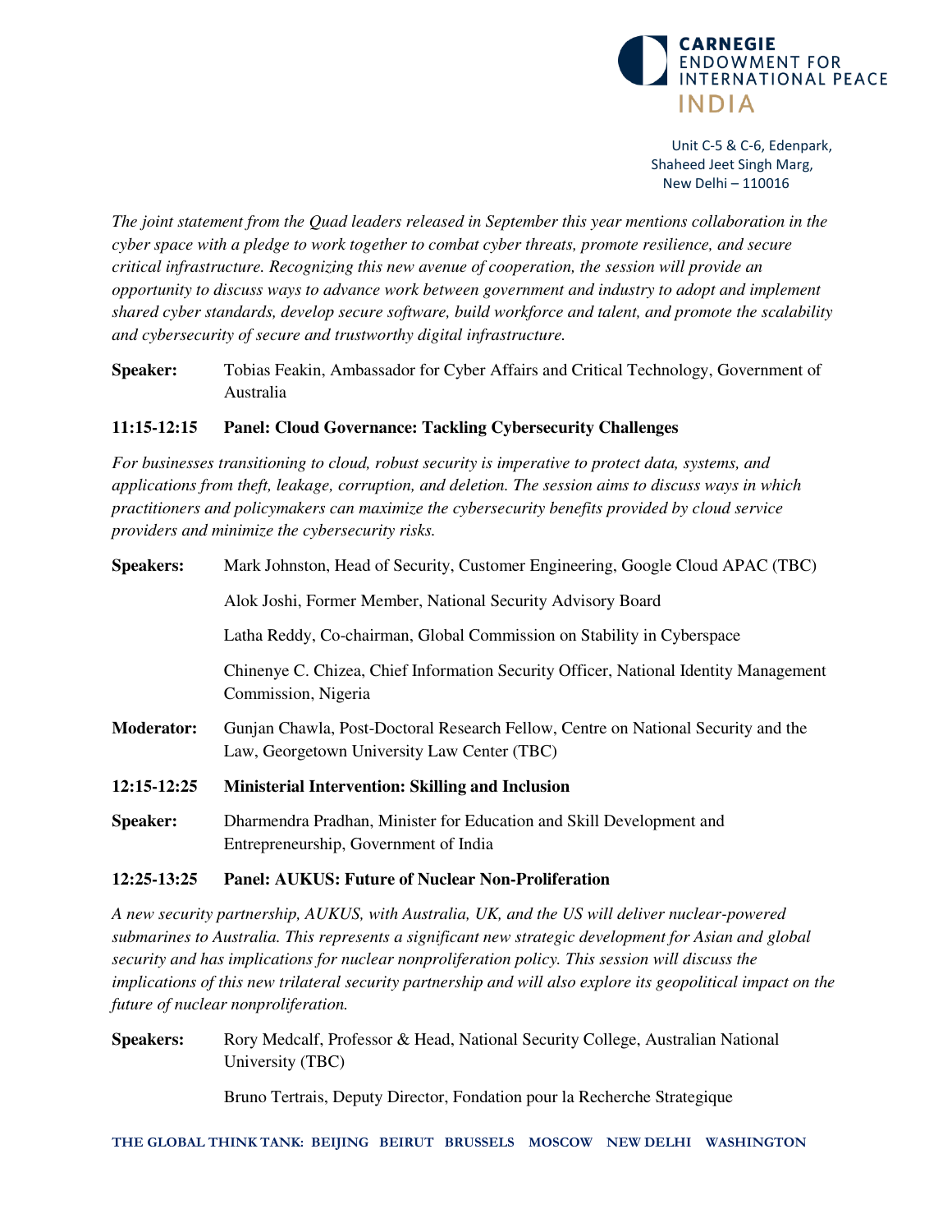*The joint statement from the Quad leaders released in September this year mentions collaboration in the cyber space with a pledge to work together to combat cyber threats, promote resilience, and secure critical infrastructure. Recognizing this new avenue of cooperation, the session will provide an opportunity to discuss ways to advance work between government and industry to adopt and implement shared cyber standards, develop secure software, build workforce and talent, and promote the scalability and cybersecurity of secure and trustworthy digital infrastructure.*

**Speaker:** Tobias Feakin, Ambassador for Cyber Affairs and Critical Technology, Government of Australia

**11:15-12:15 Panel: Cloud Governance: Tackling Cybersecurity Challenges**

*For businesses transitioning to cloud, robust security is imperative to protect data, systems, and applications from theft, leakage, corruption, and deletion. The session aims to discuss ways in which practitioners and policymakers can maximize the cybersecurity benefits provided by cloud service providers and minimize the cybersecurity risks.*

**Speakers:** Mark Johnston, Head of Security, Customer Engineering, Google Cloud APAC (TBC)

Alok Joshi, Former Member, National Security Advisory Board

Latha Reddy, Co-chairman, Global Commission on Stability in Cyberspace

Chinenye C. Chizea, Chief Information Security Officer, National Identity Management Commission, Nigeria

**Moderator:** Gunjan Chawla, Post-Doctoral Research Fellow, Centre on National Security and the Law, Georgetown University Law Center (TBC)

**12:15-12:25 Ministerial Intervention: Skilling and Inclusion**

**Speaker:** Dharmendra Pradhan, Minister for Education and Skill Development and Entrepreneurship, Government of India

**12:25-13:25 Panel: AUKUS: Future of Nuclear Non-Proliferation**

*A new security partnership, AUKUS, with Australia, UK, and the US will deliver nuclear-powered submarines to Australia. This represents a significant new strategic development for Asian and global security and has implications for nuclear nonproliferation policy. This session will discuss the implications of this new trilateral security partnership and will also explore its geopolitical impact on the future of nuclear nonproliferation.*

**Speakers:** Rory Medcalf, Professor & Head, National Security College, Australian National University (TBC)

Bruno Tertrais, Deputy Director, Fondation pour la Recherche Strategique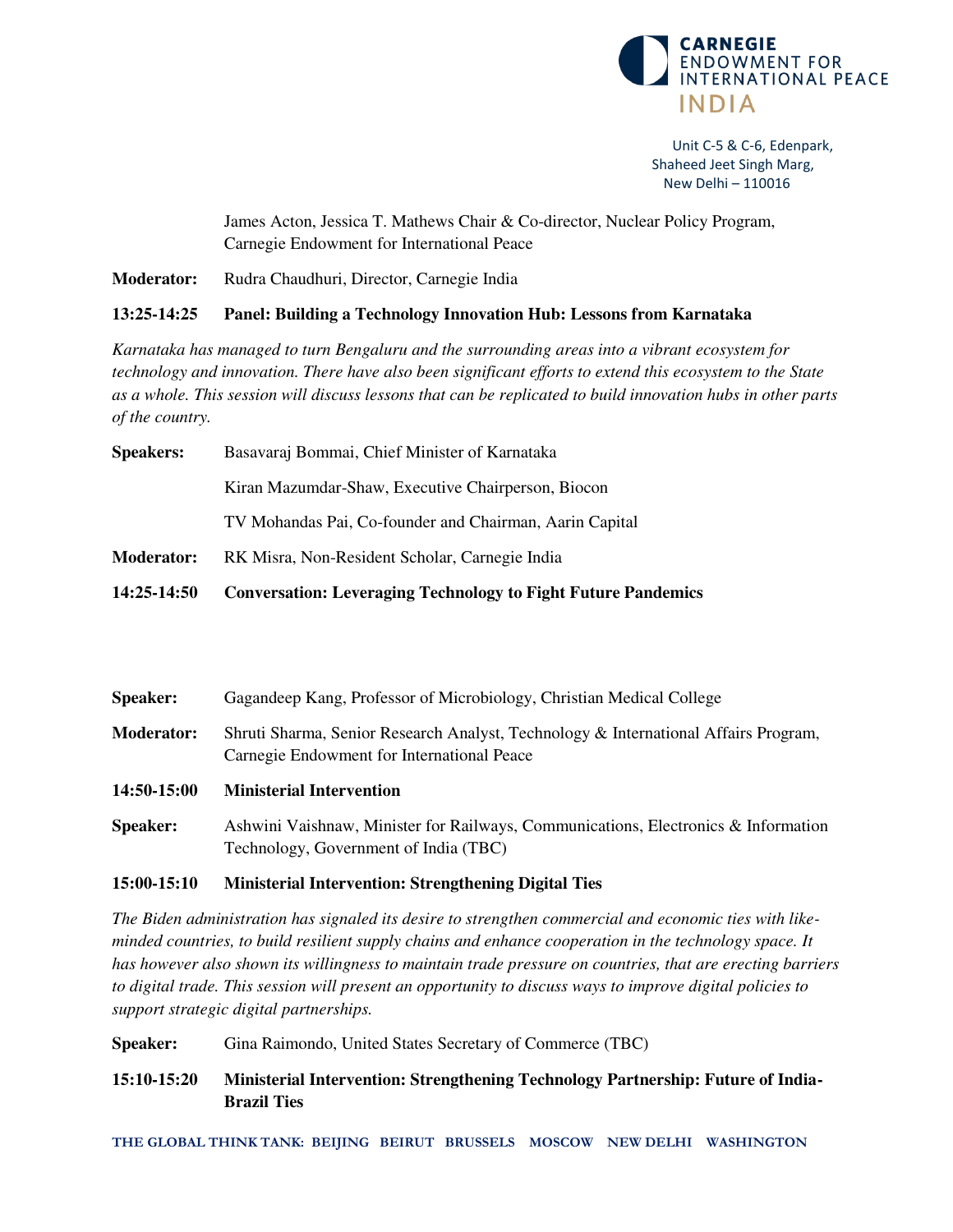James Acton, Jessica T. Mathews Chair & Co-director, Nuclear Policy Program, Carnegie Endowment for International Peace

**Moderator:** Rudra Chaudhuri, Director, Carnegie India

**13:25-14:25 Panel: Building a Technology Innovation Hub: Lessons from Karnataka**

*Karnataka has managed to turn Bengaluru and the surrounding areas into a vibrant ecosystem for technology and innovation. There have also been significant efforts to extend this ecosystem to the State as a whole. This session will discuss lessons that can be replicated to build innovation hubs in other parts of the country.*

**Speakers:** Basavaraj Bommai, Chief Minister of Karnataka

Kiran Mazumdar-Shaw, Executive Chairperson, Biocon

TV Mohandas Pai, Co-founder and Chairman, Aarin Capital

**Moderator:** RK Misra, Non-Resident Scholar, Carnegie India

**14:25-14:50 Conversation: Leveraging Technology to Fight Future Pandemics**

**Speaker:** Gagandeep Kang, Professor of Microbiology, Christian Medical College

**Moderator:** Shruti Sharma, Senior Research Analyst, Technology & International Affairs Program, Carnegie Endowment for International Peace

**14:50-15:00 Ministerial Intervention**

**Speaker:** Ashwini Vaishnaw, Minister for Railways, Communications, Electronics & Information Technology, Government of India (TBC)

**15:00-15:10 Ministerial Intervention: Strengthening Digital Ties**

*The Biden administration has signaled its desire to strengthen commercial and economic ties with like-minded countries, to build resilient supply chains and enhance cooperation in the technology space. It has however also shown its willingness to maintain trade pressure on countries, that are erecting barriers to digital trade. This session will present an opportunity to discuss ways to improve digital policies to support strategic digital partnerships.*

**Speaker:** Gina Raimondo, United States Secretary of Commerce (TBC)

**15:10-15:20 Ministerial Intervention: Strengthening Technology Partnership: Future of India-Brazil Ties**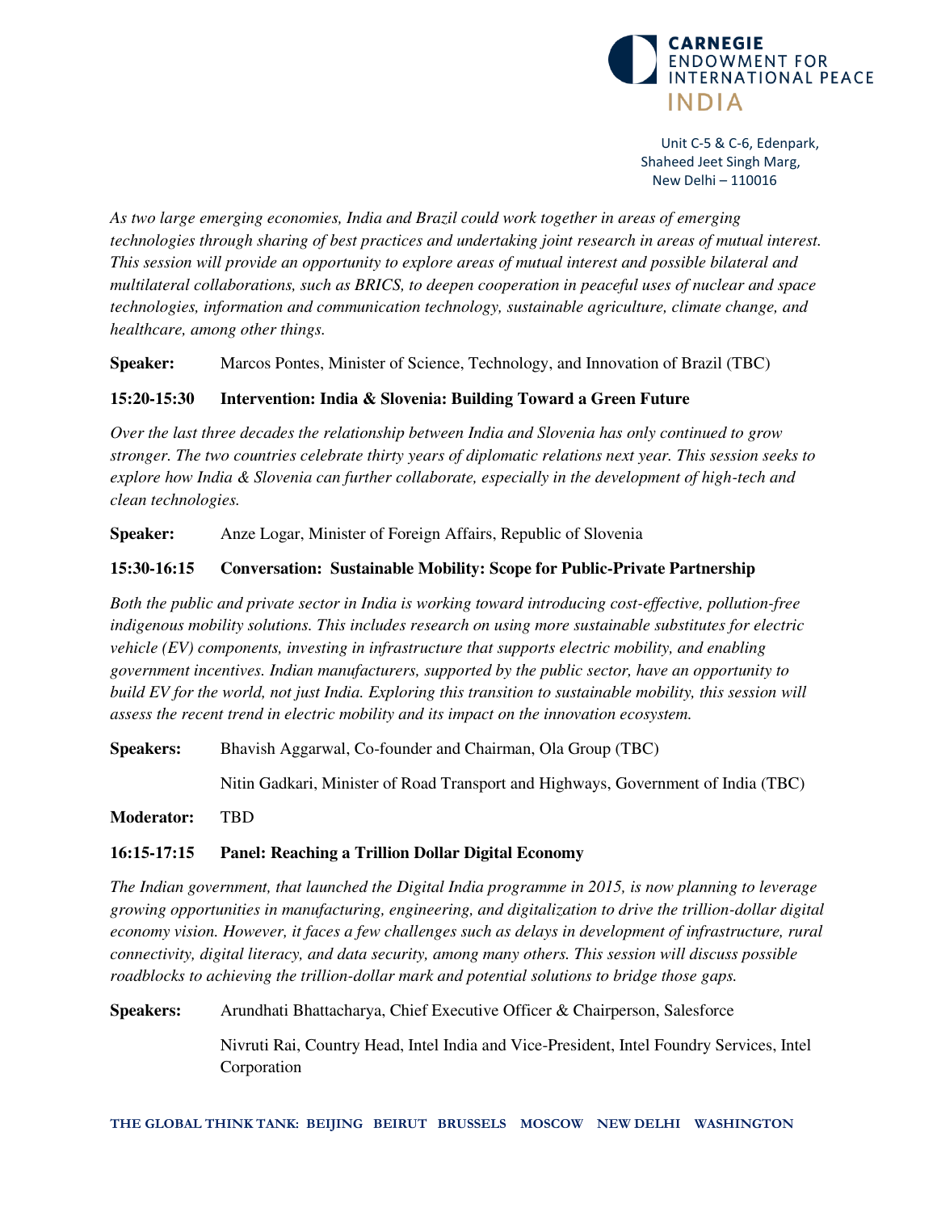*As two large emerging economies, India and Brazil could work together in areas of emerging technologies through sharing of best practices and undertaking joint research in areas of mutual interest. This session will provide an opportunity to explore areas of mutual interest and possible bilateral and multilateral collaborations, such as BRICS, to deepen cooperation in peaceful uses of nuclear and space technologies, information and communication technology, sustainable agriculture, climate change, and healthcare, among other things.*

**Speaker:** Marcos Pontes, Minister of Science, Technology, and Innovation of Brazil (TBC)

**15:20-15:30 Intervention: India & Slovenia: Building Toward a Green Future**

*Over the last three decades the relationship between India and Slovenia has only continued to grow stronger. The two countries celebrate thirty years of diplomatic relations next year. This session seeks to explore how India & Slovenia can further collaborate, especially in the development of high-tech and clean technologies.*

**Speaker:** Anze Logar, Minister of Foreign Affairs, Republic of Slovenia

**15:30-16:15 Conversation: Sustainable Mobility: Scope for Public-Private Partnership**

*Both the public and private sector in India is working toward introducing cost-effective, pollution-free indigenous mobility solutions. This includes research on using more sustainable substitutes for electric vehicle (EV) components, investing in infrastructure that supports electric mobility, and enabling government incentives. Indian manufacturers, supported by the public sector, have an opportunity to build EV for the world, not just India. Exploring this transition to sustainable mobility, this session will assess the recent trend in electric mobility and its impact on the innovation ecosystem.*

**Speakers:** Bhavish Aggarwal, Co-founder and Chairman, Ola Group (TBC)

Nitin Gadkari, Minister of Road Transport and Highways, Government of India (TBC)

**Moderator:** TBD

**16:15-17:15 Panel: Reaching a Trillion Dollar Digital Economy**

*The Indian government, that launched the Digital India programme in 2015, is now planning to leverage growing opportunities in manufacturing, engineering, and digitalization to drive the trillion-dollar digital economy vision. However, it faces a few challenges such as delays in development of infrastructure, rural connectivity, digital literacy, and data security, among many others. This session will discuss possible roadblocks to achieving the trillion-dollar mark and potential solutions to bridge those gaps.*

**Speakers:** Arundhati Bhattacharya, Chief Executive Officer & Chairperson, Salesforce

Nivruti Rai, Country Head, Intel India and Vice-President, Intel Foundry Services, Intel Corporation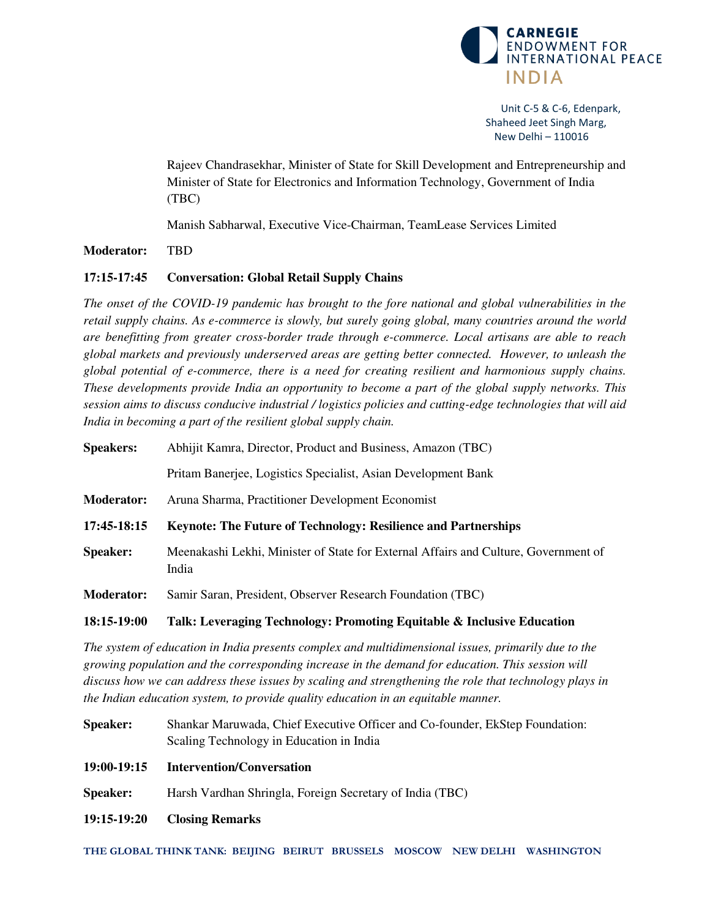Rajeev Chandrasekhar, Minister of State for Skill Development and Entrepreneurship and Minister of State for Electronics and Information Technology, Government of India (TBC)

Manish Sabharwal, Executive Vice-Chairman, TeamLease Services Limited

**Moderator:** TBD

**17:15-17:45 Conversation: Global Retail Supply Chains**

*The onset of the COVID-19 pandemic has brought to the fore national and global vulnerabilities in the retail supply chains. As e-commerce is slowly, but surely going global, many countries around the world are benefitting from greater cross-border trade through e-commerce. Local artisans are able to reach global markets and previously underserved areas are getting better connected. However, to unleash the global potential of e-commerce, there is a need for creating resilient and harmonious supply chains. These developments provide India an opportunity to become a part of the global supply networks. This session aims to discuss conducive industrial / logistics policies and cutting-edge technologies that will aid India in becoming a part of the resilient global supply chain.*

**Speakers:** Abhijit Kamra, Director, Product and Business, Amazon (TBC)

Pritam Banerjee, Logistics Specialist, Asian Development Bank

**Moderator:** Aruna Sharma, Practitioner Development Economist

**17:45-18:15 Keynote: The Future of Technology: Resilience and Partnerships**

**Speaker:** Meenakashi Lekhi, Minister of State for External Affairs and Culture, Government of India

**Moderator:** Samir Saran, President, Observer Research Foundation (TBC)

**18:15-19:00 Talk: Leveraging Technology: Promoting Equitable & Inclusive Education**

*The system of education in India presents complex and multidimensional issues, primarily due to the growing population and the corresponding increase in the demand for education. This session will discuss how we can address these issues by scaling and strengthening the role that technology plays in the Indian education system, to provide quality education in an equitable manner.*

**Speaker:** Shankar Maruwada, Chief Executive Officer and Co-founder, EkStep Foundation: Scaling Technology in Education in India

**19:00-19:15 Intervention/Conversation**

**Speaker:** Harsh Vardhan Shringla, Foreign Secretary of India (TBC)

**19:15-19:20 Closing Remarks**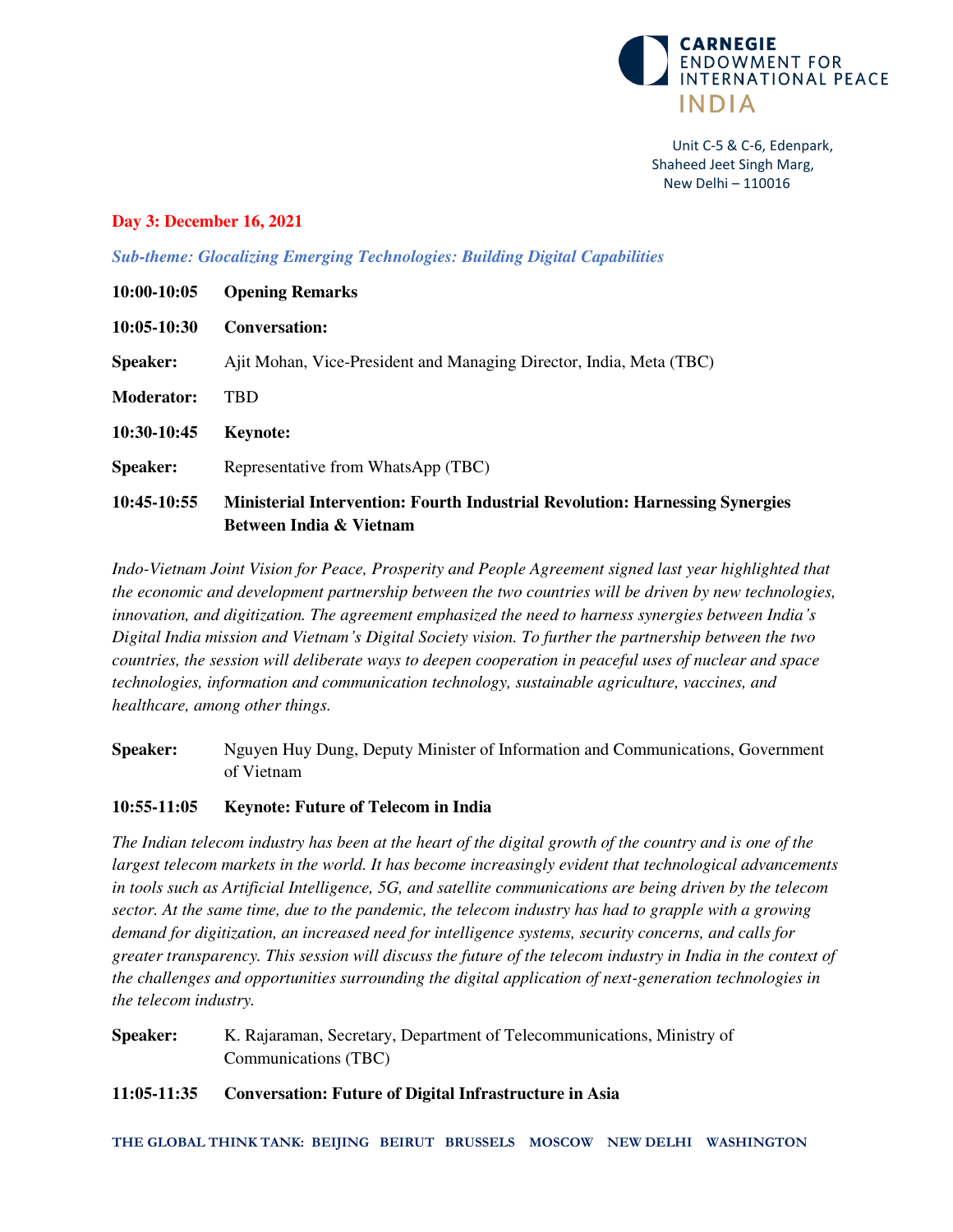**Day 3: December 16, 2021**

***Sub-theme: Glocalizing Emerging Technologies: Building Digital Capabilities***

**10:00-10:05** **Opening Remarks**

**10:05-10:30** **Conversation:**

**Speaker:** Ajit Mohan, Vice-President and Managing Director, India, Meta (TBC)

**Moderator:** TBD

**10:30-10:45** **Keynote:**

**Speaker:** Representative from WhatsApp (TBC)

**10:45-10:55** **Ministerial Intervention: Fourth Industrial Revolution: Harnessing Synergies Between India & Vietnam**

*Indo-Vietnam Joint Vision for Peace, Prosperity and People Agreement signed last year highlighted that the economic and development partnership between the two countries will be driven by new technologies, innovation, and digitization. The agreement emphasized the need to harness synergies between India's Digital India mission and Vietnam's Digital Society vision. To further the partnership between the two countries, the session will deliberate ways to deepen cooperation in peaceful uses of nuclear and space technologies, information and communication technology, sustainable agriculture, vaccines, and healthcare, among other things.*

**Speaker:** Nguyen Huy Dung, Deputy Minister of Information and Communications, Government of Vietnam

**10:55-11:05** **Keynote: Future of Telecom in India**

*The Indian telecom industry has been at the heart of the digital growth of the country and is one of the largest telecom markets in the world. It has become increasingly evident that technological advancements in tools such as Artificial Intelligence, 5G, and satellite communications are being driven by the telecom sector. At the same time, due to the pandemic, the telecom industry has had to grapple with a growing demand for digitization, an increased need for intelligence systems, security concerns, and calls for greater transparency. This session will discuss the future of the telecom industry in India in the context of the challenges and opportunities surrounding the digital application of next-generation technologies in the telecom industry.*

**Speaker:** K. Rajaraman, Secretary, Department of Telecommunications, Ministry of Communications (TBC)

**11:05-11:35** **Conversation: Future of Digital Infrastructure in Asia**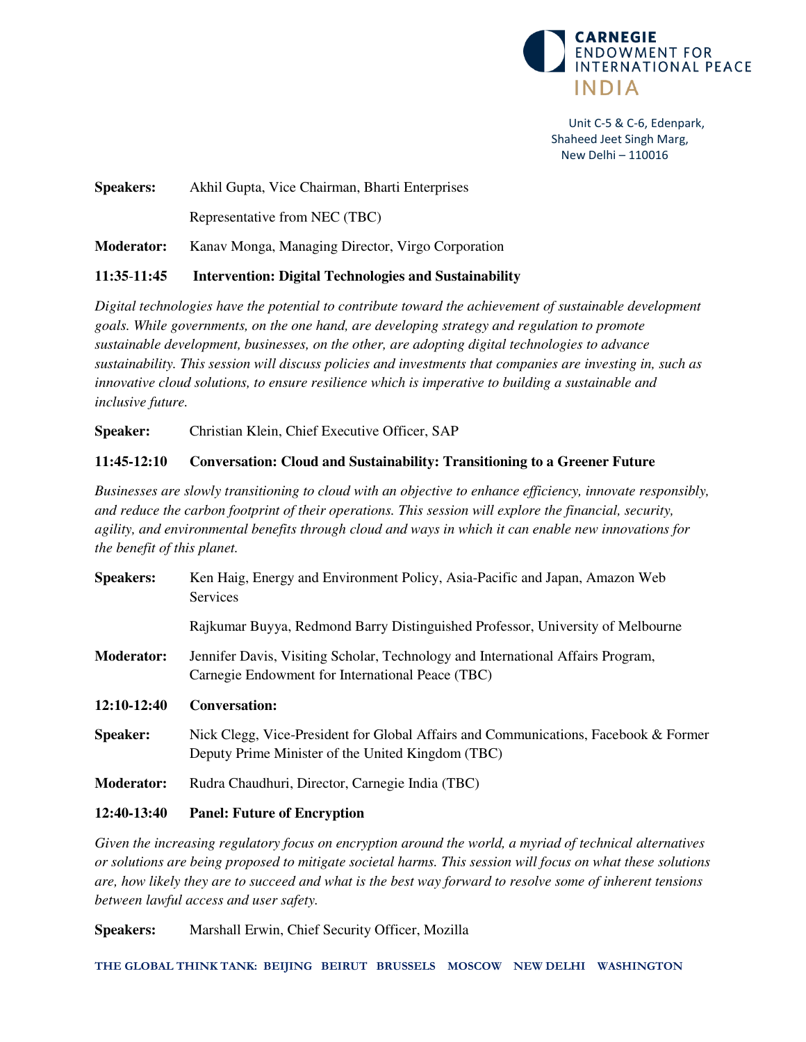**Speakers:** Akhil Gupta, Vice Chairman, Bharti Enterprises

Representative from NEC (TBC)

**Moderator:** Kanav Monga, Managing Director, Virgo Corporation

**11:35-11:45 Intervention: Digital Technologies and Sustainability**

*Digital technologies have the potential to contribute toward the achievement of sustainable development goals. While governments, on the one hand, are developing strategy and regulation to promote sustainable development, businesses, on the other, are adopting digital technologies to advance sustainability. This session will discuss policies and investments that companies are investing in, such as innovative cloud solutions, to ensure resilience which is imperative to building a sustainable and inclusive future.*

**Speaker:** Christian Klein, Chief Executive Officer, SAP

**11:45-12:10 Conversation: Cloud and Sustainability: Transitioning to a Greener Future**

*Businesses are slowly transitioning to cloud with an objective to enhance efficiency, innovate responsibly, and reduce the carbon footprint of their operations. This session will explore the financial, security, agility, and environmental benefits through cloud and ways in which it can enable new innovations for the benefit of this planet.*

**Speakers:** Ken Haig, Energy and Environment Policy, Asia-Pacific and Japan, Amazon Web Services

Rajkumar Buyya, Redmond Barry Distinguished Professor, University of Melbourne

**Moderator:** Jennifer Davis, Visiting Scholar, Technology and International Affairs Program, Carnegie Endowment for International Peace (TBC)

**12:10-12:40 Conversation:**

**Speaker:** Nick Clegg, Vice-President for Global Affairs and Communications, Facebook & Former Deputy Prime Minister of the United Kingdom (TBC)

**Moderator:** Rudra Chaudhuri, Director, Carnegie India (TBC)

**12:40-13:40 Panel: Future of Encryption**

*Given the increasing regulatory focus on encryption around the world, a myriad of technical alternatives or solutions are being proposed to mitigate societal harms. This session will focus on what these solutions are, how likely they are to succeed and what is the best way forward to resolve some of inherent tensions between lawful access and user safety.*

**Speakers:** Marshall Erwin, Chief Security Officer, Mozilla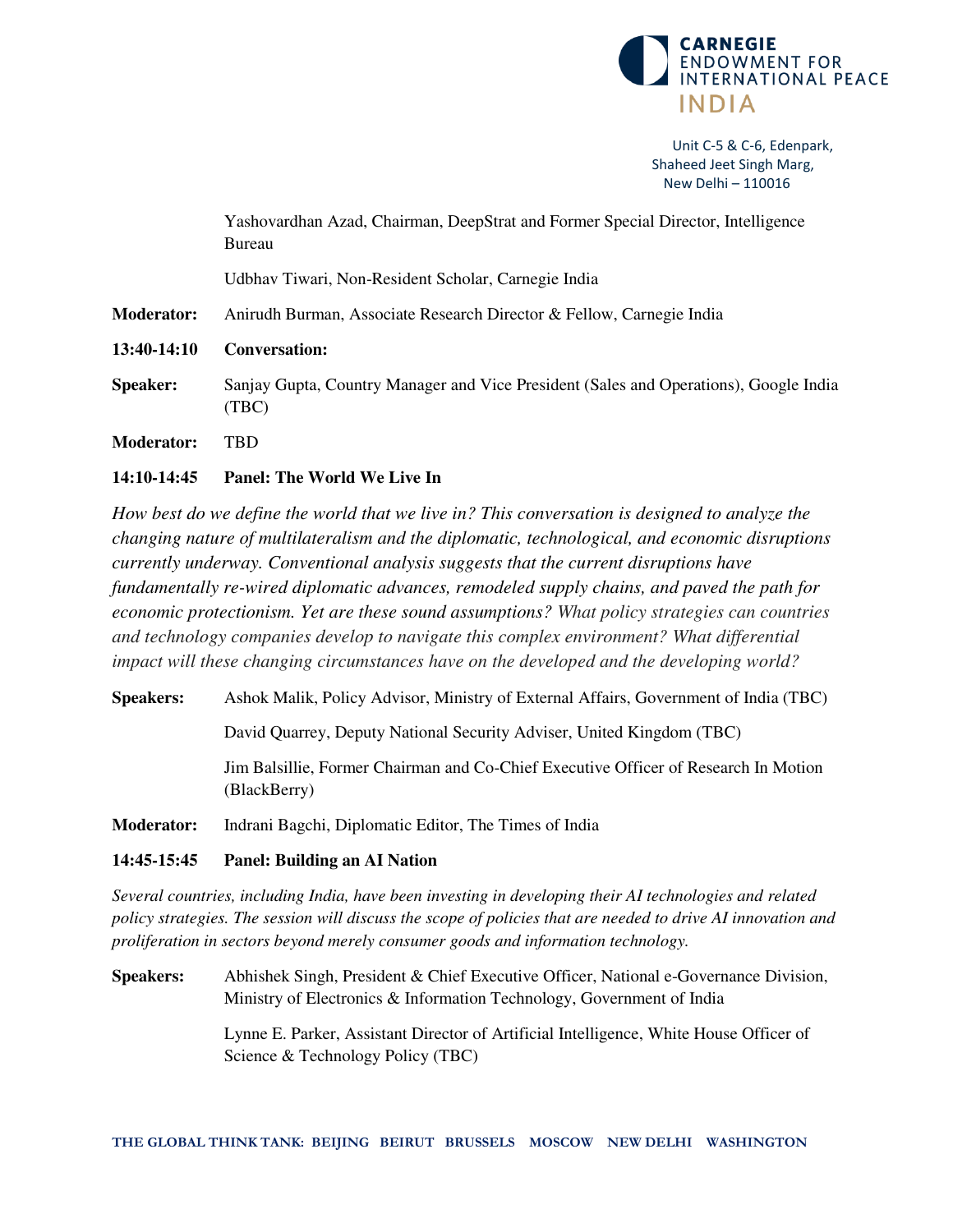Yashovardhan Azad, Chairman, DeepStrat and Former Special Director, Intelligence Bureau

Udbhav Tiwari, Non-Resident Scholar, Carnegie India

**Moderator:** Anirudh Burman, Associate Research Director & Fellow, Carnegie India

**13:40-14:10 Conversation:**

**Speaker:** Sanjay Gupta, Country Manager and Vice President (Sales and Operations), Google India (TBC)

**Moderator:** TBD

**14:10-14:45 Panel: The World We Live In**

*How best do we define the world that we live in? This conversation is designed to analyze the changing nature of multilateralism and the diplomatic, technological, and economic disruptions currently underway. Conventional analysis suggests that the current disruptions have fundamentally re-wired diplomatic advances, remodeled supply chains, and paved the path for economic protectionism. Yet are these sound assumptions? What policy strategies can countries and technology companies develop to navigate this complex environment? What differential impact will these changing circumstances have on the developed and the developing world?*

**Speakers:** Ashok Malik, Policy Advisor, Ministry of External Affairs, Government of India (TBC)

David Quarrey, Deputy National Security Adviser, United Kingdom (TBC)

Jim Balsillie, Former Chairman and Co-Chief Executive Officer of Research In Motion (BlackBerry)

**Moderator:** Indrani Bagchi, Diplomatic Editor, The Times of India

**14:45-15:45 Panel: Building an AI Nation**

*Several countries, including India, have been investing in developing their AI technologies and related policy strategies. The session will discuss the scope of policies that are needed to drive AI innovation and proliferation in sectors beyond merely consumer goods and information technology.*

**Speakers:** Abhishek Singh, President & Chief Executive Officer, National e-Governance Division, Ministry of Electronics & Information Technology, Government of India

Lynne E. Parker, Assistant Director of Artificial Intelligence, White House Officer of Science & Technology Policy (TBC)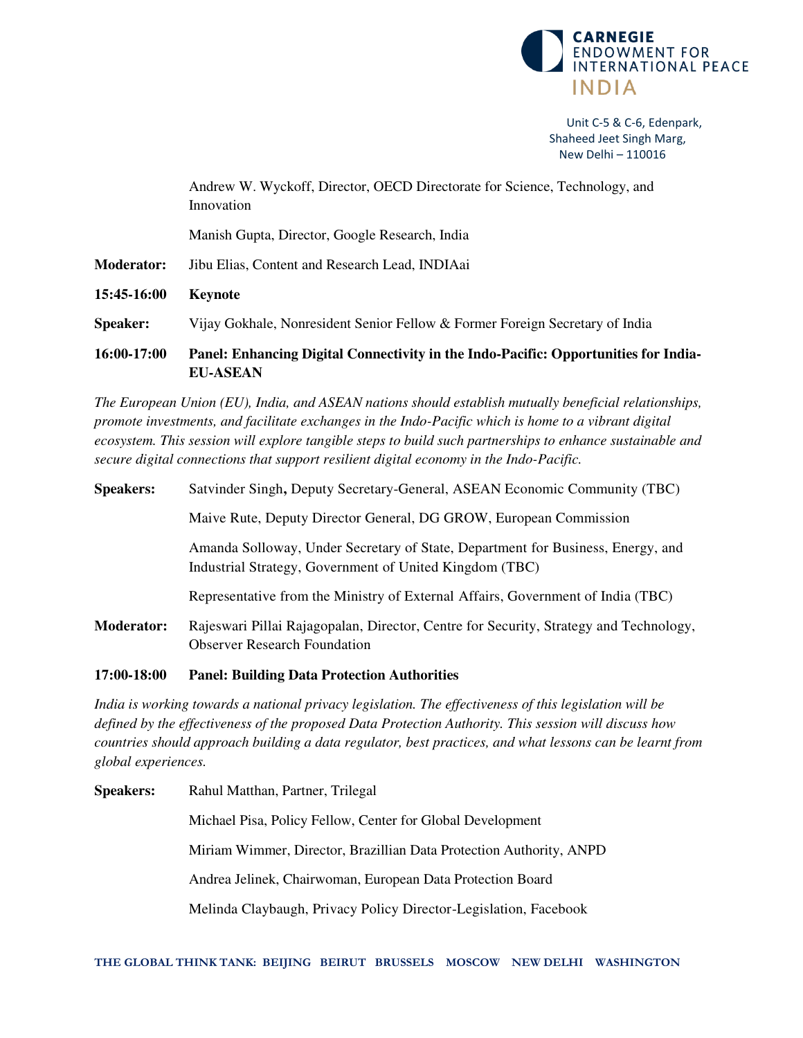Andrew W. Wyckoff, Director, OECD Directorate for Science, Technology, and Innovation

Manish Gupta, Director, Google Research, India

**Moderator:** Jibu Elias, Content and Research Lead, INDIAai

**15:45-16:00** **Keynote**

**Speaker:** Vijay Gokhale, Nonresident Senior Fellow & Former Foreign Secretary of India

**16:00-17:00** **Panel: Enhancing Digital Connectivity in the Indo-Pacific: Opportunities for India-EU-ASEAN**

*The European Union (EU), India, and ASEAN nations should establish mutually beneficial relationships, promote investments, and facilitate exchanges in the Indo-Pacific which is home to a vibrant digital ecosystem. This session will explore tangible steps to build such partnerships to enhance sustainable and secure digital connections that support resilient digital economy in the Indo-Pacific.*

**Speakers:** Satvinder Singh**,** Deputy Secretary-General, ASEAN Economic Community (TBC)

Maive Rute, Deputy Director General, DG GROW, European Commission

Amanda Solloway, Under Secretary of State, Department for Business, Energy, and Industrial Strategy, Government of United Kingdom (TBC)

Representative from the Ministry of External Affairs, Government of India (TBC)

**Moderator:** Rajeswari Pillai Rajagopalan, Director, Centre for Security, Strategy and Technology, Observer Research Foundation

**17:00-18:00** **Panel: Building Data Protection Authorities**

*India is working towards a national privacy legislation. The effectiveness of this legislation will be defined by the effectiveness of the proposed Data Protection Authority. This session will discuss how countries should approach building a data regulator, best practices, and what lessons can be learnt from global experiences.*

**Speakers:** Rahul Matthan, Partner, Trilegal

Michael Pisa, Policy Fellow, Center for Global Development

Miriam Wimmer, Director, Brazillian Data Protection Authority, ANPD

Andrea Jelinek, Chairwoman, European Data Protection Board

Melinda Claybaugh, Privacy Policy Director-Legislation, Facebook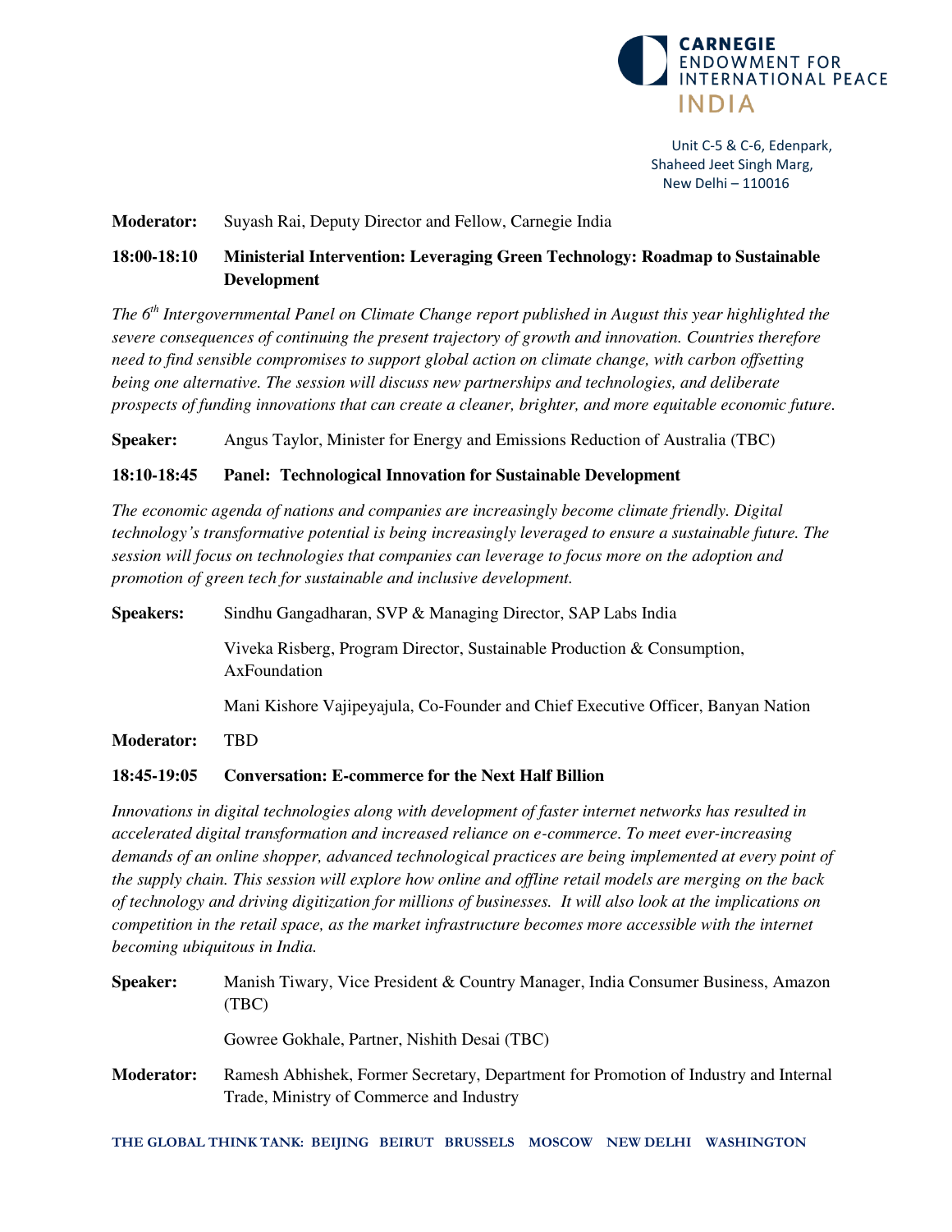**Moderator:** Suyash Rai, Deputy Director and Fellow, Carnegie India

**18:00-18:10 Ministerial Intervention: Leveraging Green Technology: Roadmap to Sustainable Development**

*The 6th Intergovernmental Panel on Climate Change report published in August this year highlighted the severe consequences of continuing the present trajectory of growth and innovation. Countries therefore need to find sensible compromises to support global action on climate change, with carbon offsetting being one alternative. The session will discuss new partnerships and technologies, and deliberate prospects of funding innovations that can create a cleaner, brighter, and more equitable economic future.*

**Speaker:** Angus Taylor, Minister for Energy and Emissions Reduction of Australia (TBC)

**18:10-18:45 Panel: Technological Innovation for Sustainable Development**

*The economic agenda of nations and companies are increasingly become climate friendly. Digital technology's transformative potential is being increasingly leveraged to ensure a sustainable future. The session will focus on technologies that companies can leverage to focus more on the adoption and promotion of green tech for sustainable and inclusive development.*

**Speakers:** Sindhu Gangadharan, SVP & Managing Director, SAP Labs India

Viveka Risberg, Program Director, Sustainable Production & Consumption, AxFoundation

Mani Kishore Vajipeyajula, Co-Founder and Chief Executive Officer, Banyan Nation

**Moderator:** TBD

**18:45-19:05 Conversation: E-commerce for the Next Half Billion**

*Innovations in digital technologies along with development of faster internet networks has resulted in accelerated digital transformation and increased reliance on e-commerce. To meet ever-increasing demands of an online shopper, advanced technological practices are being implemented at every point of the supply chain. This session will explore how online and offline retail models are merging on the back of technology and driving digitization for millions of businesses. It will also look at the implications on competition in the retail space, as the market infrastructure becomes more accessible with the internet becoming ubiquitous in India.*

**Speaker:** Manish Tiwary, Vice President & Country Manager, India Consumer Business, Amazon (TBC)

Gowree Gokhale, Partner, Nishith Desai (TBC)

**Moderator:** Ramesh Abhishek, Former Secretary, Department for Promotion of Industry and Internal Trade, Ministry of Commerce and Industry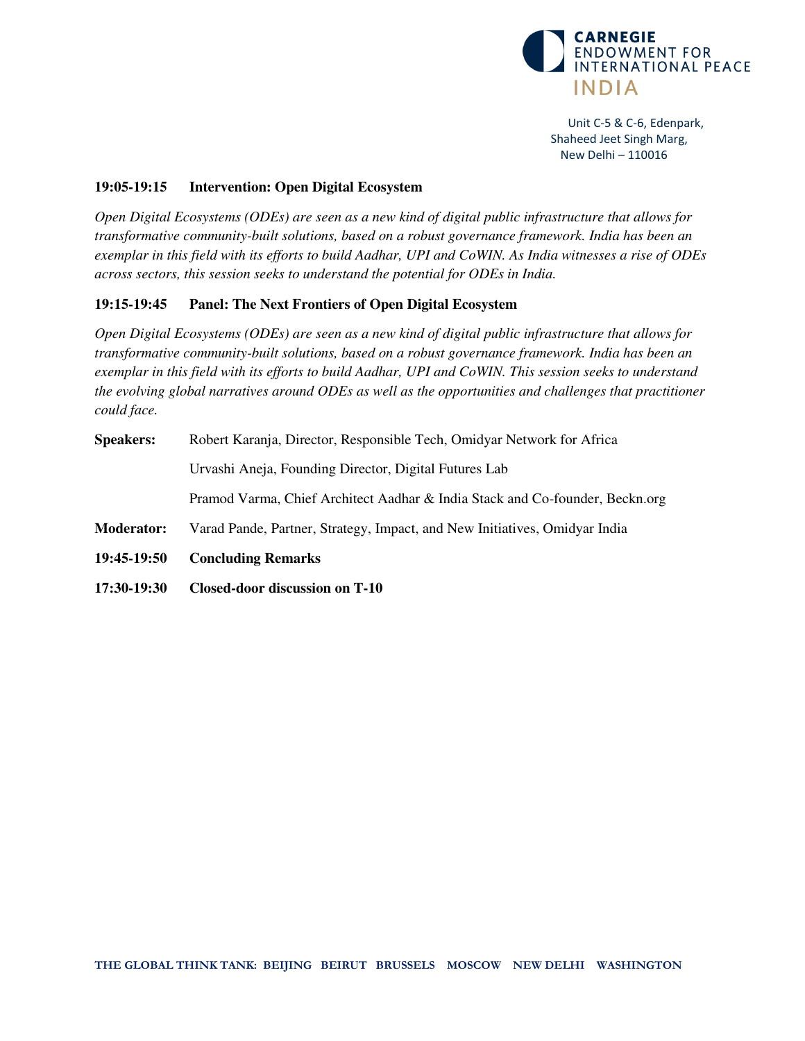Unit C-5 & C-6, Edenpark,
Shaheed Jeet Singh Marg,
New Delhi – 110016

**19:05-19:15 Intervention: Open Digital Ecosystem**

*Open Digital Ecosystems (ODEs) are seen as a new kind of digital public infrastructure that allows for transformative community-built solutions, based on a robust governance framework. India has been an exemplar in this field with its efforts to build Aadhar, UPI and CoWIN. As India witnesses a rise of ODEs across sectors, this session seeks to understand the potential for ODEs in India.*

**19:15-19:45 Panel: The Next Frontiers of Open Digital Ecosystem**

*Open Digital Ecosystems (ODEs) are seen as a new kind of digital public infrastructure that allows for transformative community-built solutions, based on a robust governance framework. India has been an exemplar in this field with its efforts to build Aadhar, UPI and CoWIN. This session seeks to understand the evolving global narratives around ODEs as well as the opportunities and challenges that practitioner could face.*

**Speakers:** Robert Karanja, Director, Responsible Tech, Omidyar Network for Africa

Urvashi Aneja, Founding Director, Digital Futures Lab

Pramod Varma, Chief Architect Aadhar & India Stack and Co-founder, Beckn.org

**Moderator:** Varad Pande, Partner, Strategy, Impact, and New Initiatives, Omidyar India

**19:45-19:50 Concluding Remarks**

**17:30-19:30 Closed-door discussion on T-10**

THE GLOBAL THINK TANK: BEIJING BEIRUT BRUSSELS MOSCOW NEW DELHI WASHINGTON